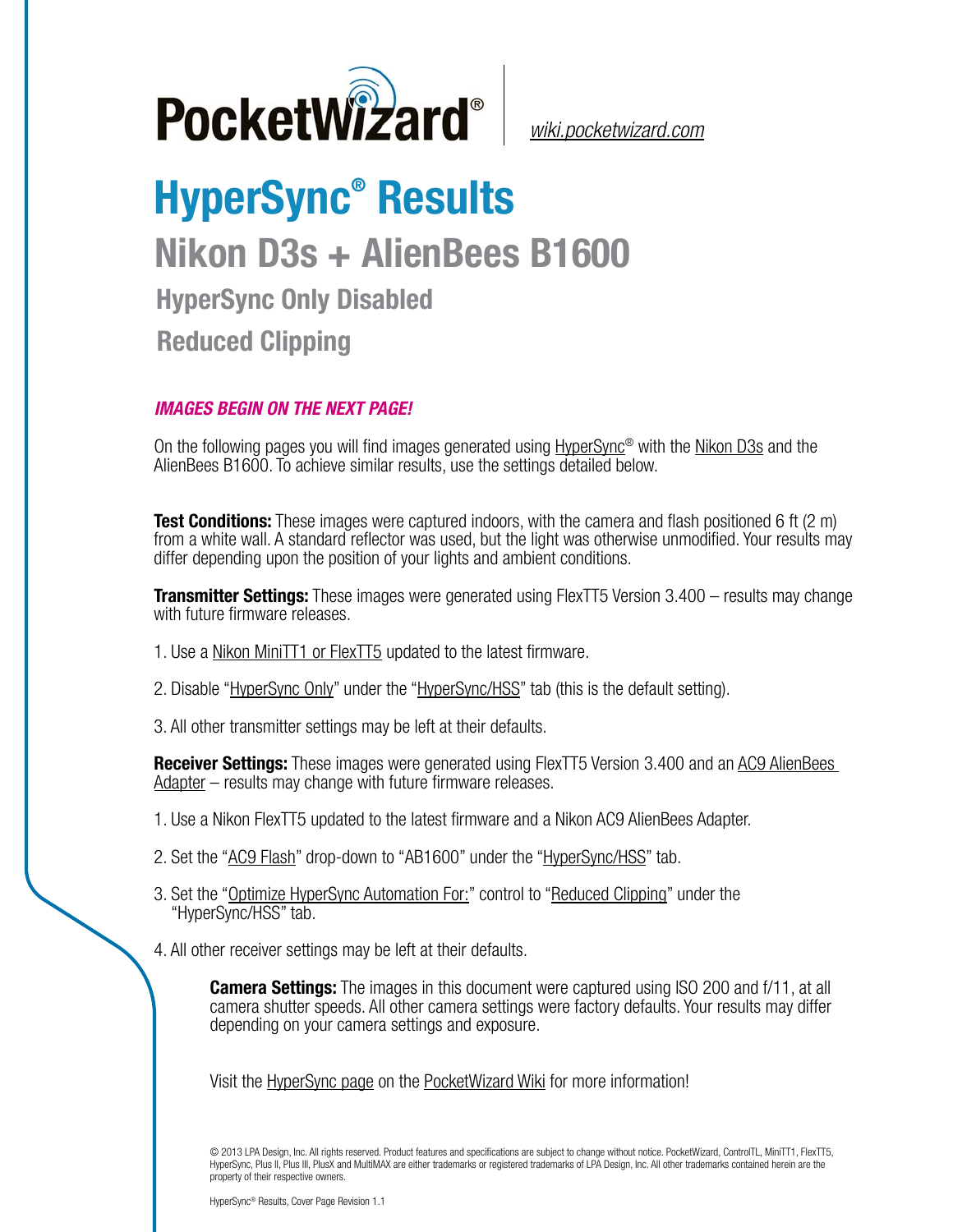PocketWizard® | wiki.pocketwizard.com

# HyperSync® Results

## Nikon D3s + AlienBees B1600

### HyperSync Only Disabled

### Reduced Clipping

***IMAGES BEGIN ON THE NEXT PAGE!***

On the following pages you will find images generated using HyperSync® with the Nikon D3s and the AlienBees B1600. To achieve similar results, use the settings detailed below.

**Test Conditions:** These images were captured indoors, with the camera and flash positioned 6 ft (2 m) from a white wall. A standard reflector was used, but the light was otherwise unmodified. Your results may differ depending upon the position of your lights and ambient conditions.

**Transmitter Settings:** These images were generated using FlexTT5 Version 3.400 – results may change with future firmware releases.

1. Use a Nikon MiniTT1 or FlexTT5 updated to the latest firmware.
2. Disable "HyperSync Only" under the "HyperSync/HSS" tab (this is the default setting).
3. All other transmitter settings may be left at their defaults.

**Receiver Settings:** These images were generated using FlexTT5 Version 3.400 and an AC9 AlienBees Adapter – results may change with future firmware releases.

1. Use a Nikon FlexTT5 updated to the latest firmware and a Nikon AC9 AlienBees Adapter.
2. Set the "AC9 Flash" drop-down to "AB1600" under the "HyperSync/HSS" tab.
3. Set the "Optimize HyperSync Automation For:" control to "Reduced Clipping" under the "HyperSync/HSS" tab.
4. All other receiver settings may be left at their defaults.

**Camera Settings:** The images in this document were captured using ISO 200 and f/11, at all camera shutter speeds. All other camera settings were factory defaults. Your results may differ depending on your camera settings and exposure.

Visit the HyperSync page on the PocketWizard Wiki for more information!

© 2013 LPA Design, Inc. All rights reserved. Product features and specifications are subject to change without notice. PocketWizard, ControlTL, MiniTT1, FlexTT5, HyperSync, Plus II, Plus III, PlusX and MultiMAX are either trademarks or registered trademarks of LPA Design, Inc. All other trademarks contained herein are the property of their respective owners.

HyperSync® Results, Cover Page Revision 1.1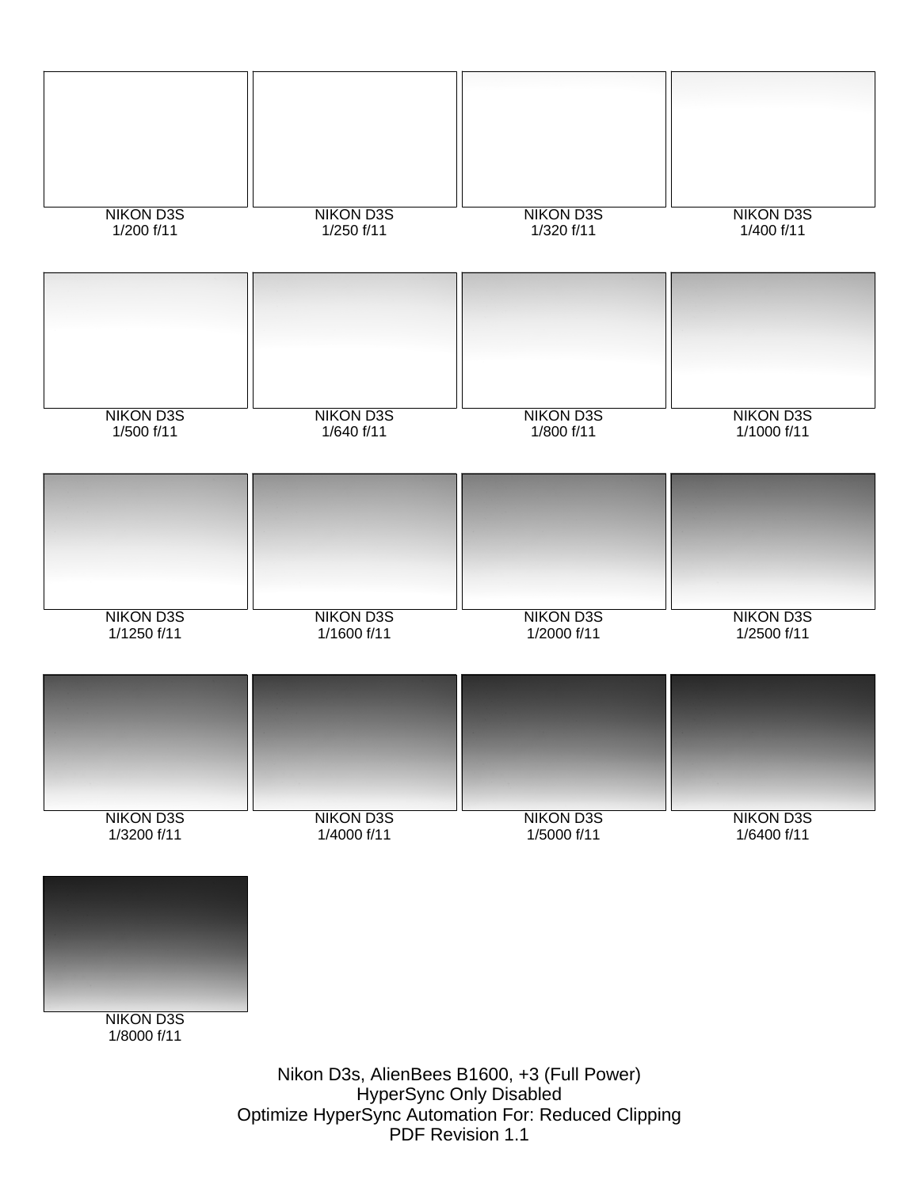NIKON D3S
1/200 f/11

NIKON D3S
1/250 f/11

NIKON D3S
1/320 f/11

NIKON D3S
1/400 f/11

NIKON D3S
1/500 f/11

NIKON D3S
1/640 f/11

NIKON D3S
1/800 f/11

NIKON D3S
1/1000 f/11

NIKON D3S
1/1250 f/11

NIKON D3S
1/1600 f/11

NIKON D3S
1/2000 f/11

NIKON D3S
1/2500 f/11

NIKON D3S
1/3200 f/11

NIKON D3S
1/4000 f/11

NIKON D3S
1/5000 f/11

NIKON D3S
1/6400 f/11

NIKON D3S
1/8000 f/11

Nikon D3s, AlienBees B1600, +3 (Full Power)
HyperSync Only Disabled
Optimize HyperSync Automation For: Reduced Clipping
PDF Revision 1.1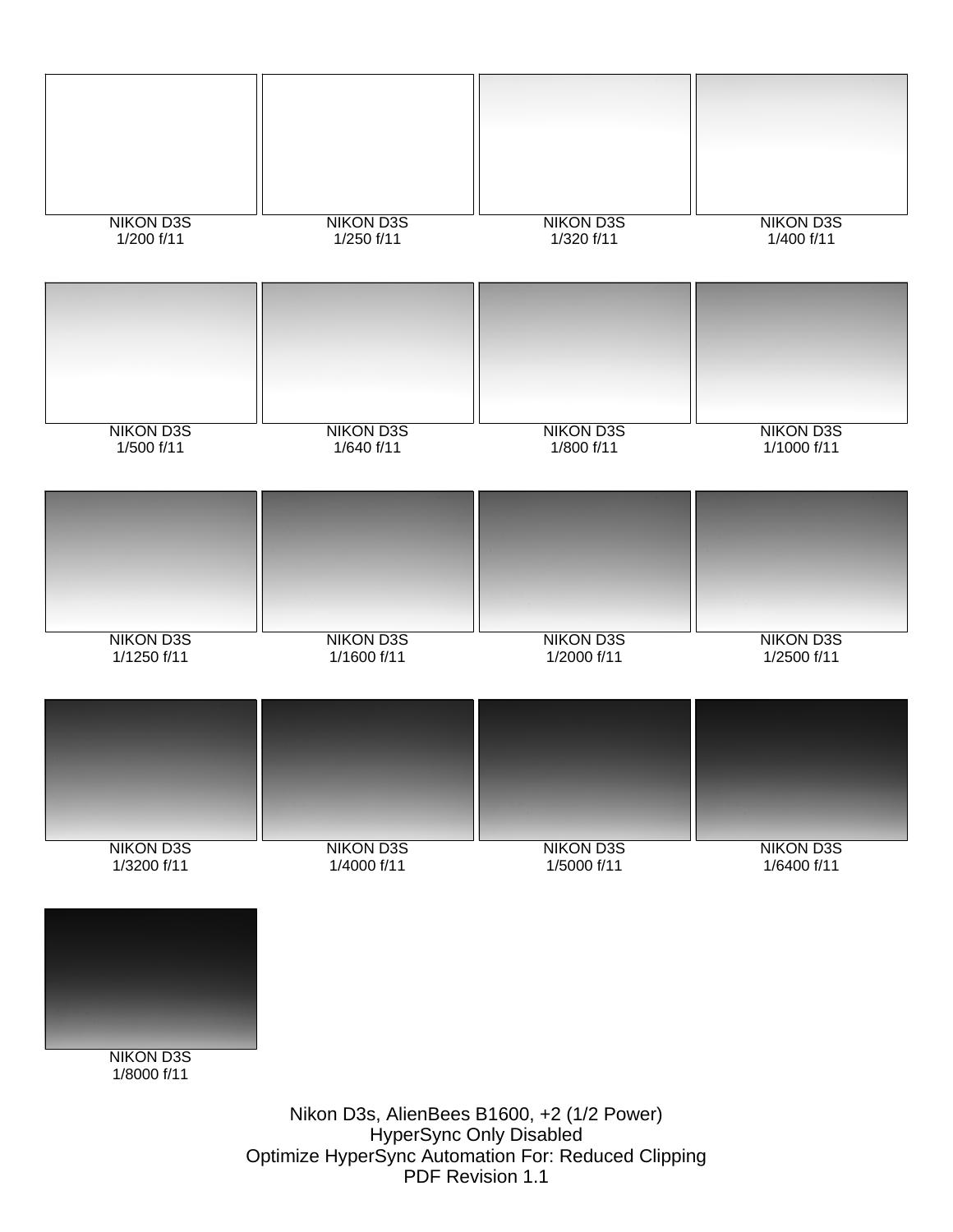NIKON D3S
1/200 f/11

NIKON D3S
1/250 f/11

NIKON D3S
1/320 f/11

NIKON D3S
1/400 f/11

NIKON D3S
1/500 f/11

NIKON D3S
1/640 f/11

NIKON D3S
1/800 f/11

NIKON D3S
1/1000 f/11

NIKON D3S
1/1250 f/11

NIKON D3S
1/1600 f/11

NIKON D3S
1/2000 f/11

NIKON D3S
1/2500 f/11

NIKON D3S
1/3200 f/11

NIKON D3S
1/4000 f/11

NIKON D3S
1/5000 f/11

NIKON D3S
1/6400 f/11

NIKON D3S
1/8000 f/11

Nikon D3s, AlienBees B1600, +2 (1/2 Power)
HyperSync Only Disabled
Optimize HyperSync Automation For: Reduced Clipping
PDF Revision 1.1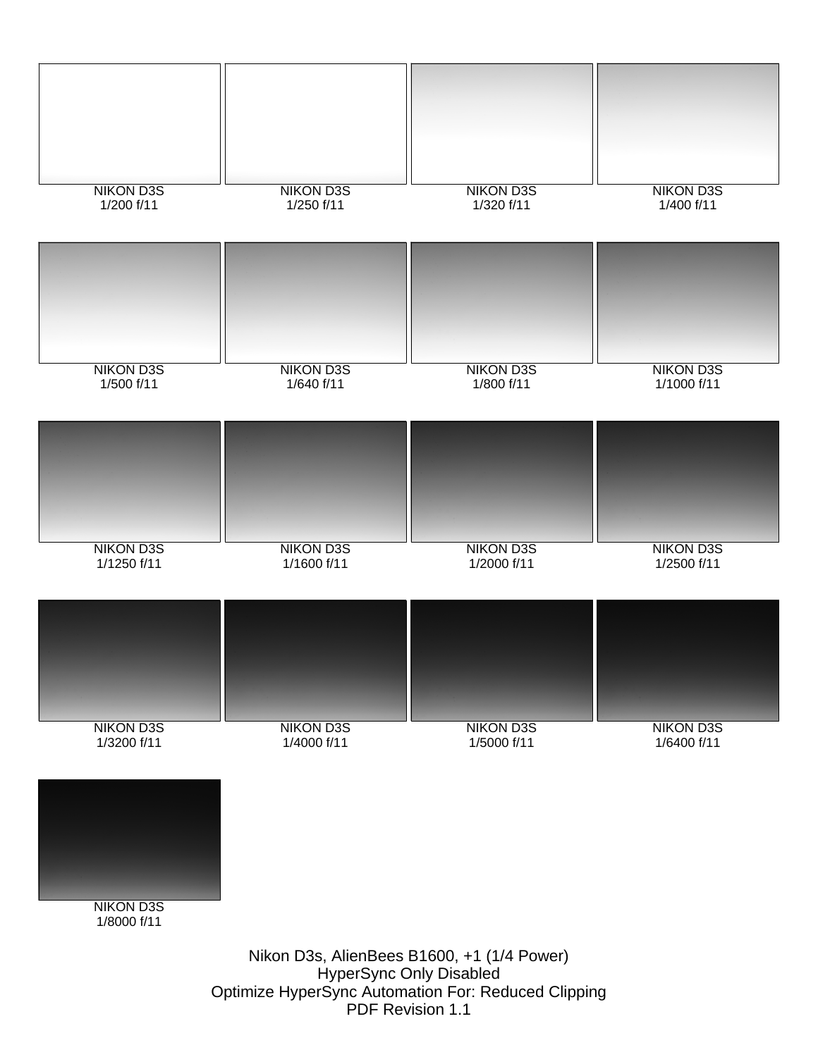NIKON D3S
1/200 f/11

NIKON D3S
1/250 f/11

NIKON D3S
1/320 f/11

NIKON D3S
1/400 f/11

NIKON D3S
1/500 f/11

NIKON D3S
1/640 f/11

NIKON D3S
1/800 f/11

NIKON D3S
1/1000 f/11

NIKON D3S
1/1250 f/11

NIKON D3S
1/1600 f/11

NIKON D3S
1/2000 f/11

NIKON D3S
1/2500 f/11

NIKON D3S
1/3200 f/11

NIKON D3S
1/4000 f/11

NIKON D3S
1/5000 f/11

NIKON D3S
1/6400 f/11

NIKON D3S
1/8000 f/11

Nikon D3s, AlienBees B1600, +1 (1/4 Power)
HyperSync Only Disabled
Optimize HyperSync Automation For: Reduced Clipping
PDF Revision 1.1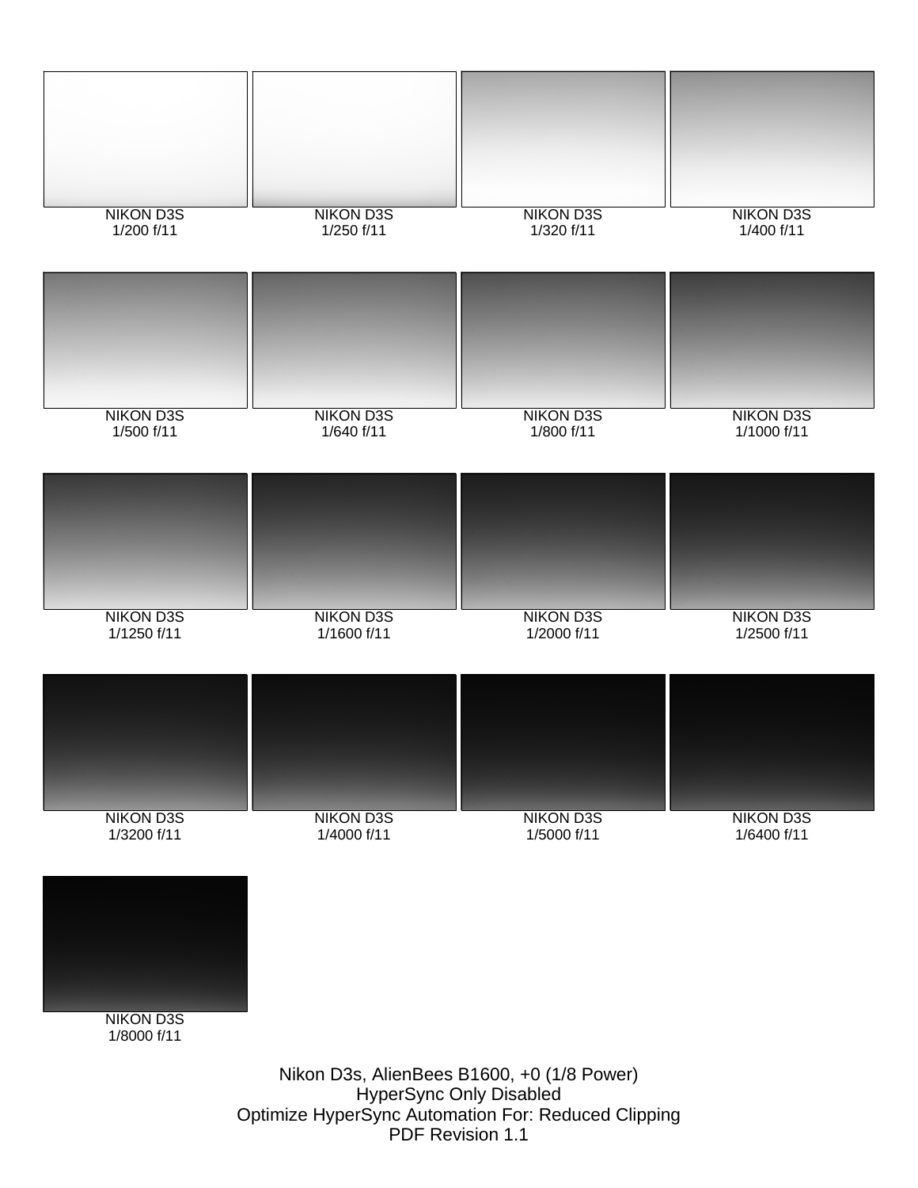NIKON D3S
1/200 f/11

NIKON D3S
1/250 f/11

NIKON D3S
1/320 f/11

NIKON D3S
1/400 f/11

NIKON D3S
1/500 f/11

NIKON D3S
1/640 f/11

NIKON D3S
1/800 f/11

NIKON D3S
1/1000 f/11

NIKON D3S
1/1250 f/11

NIKON D3S
1/1600 f/11

NIKON D3S
1/2000 f/11

NIKON D3S
1/2500 f/11

NIKON D3S
1/3200 f/11

NIKON D3S
1/4000 f/11

NIKON D3S
1/5000 f/11

NIKON D3S
1/6400 f/11

NIKON D3S
1/8000 f/11

Nikon D3s, AlienBees B1600, +0 (1/8 Power)
HyperSync Only Disabled
Optimize HyperSync Automation For: Reduced Clipping
PDF Revision 1.1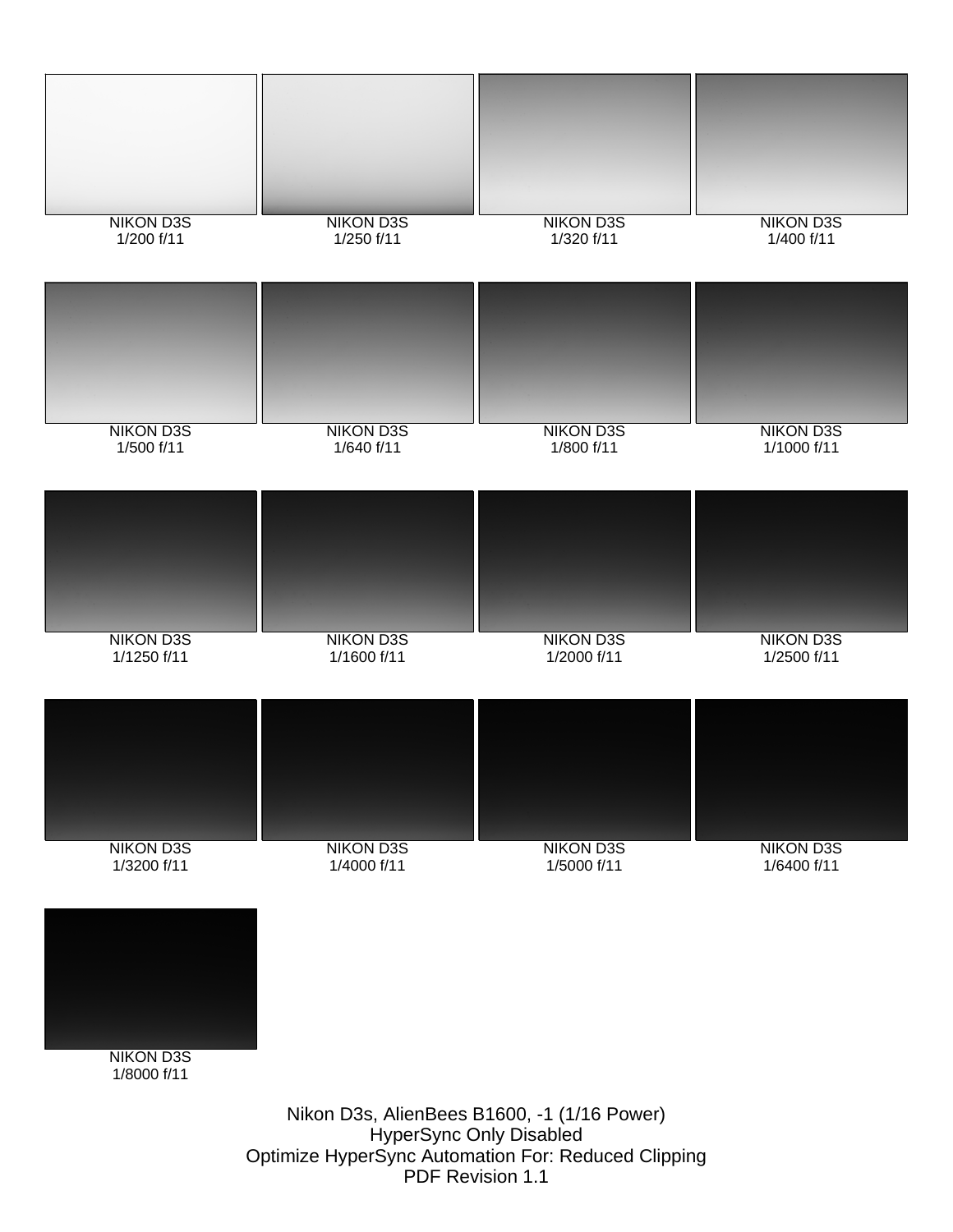NIKON D3S
1/200 f/11

NIKON D3S
1/250 f/11

NIKON D3S
1/320 f/11

NIKON D3S
1/400 f/11

NIKON D3S
1/500 f/11

NIKON D3S
1/640 f/11

NIKON D3S
1/800 f/11

NIKON D3S
1/1000 f/11

NIKON D3S
1/1250 f/11

NIKON D3S
1/1600 f/11

NIKON D3S
1/2000 f/11

NIKON D3S
1/2500 f/11

NIKON D3S
1/3200 f/11

NIKON D3S
1/4000 f/11

NIKON D3S
1/5000 f/11

NIKON D3S
1/6400 f/11

NIKON D3S
1/8000 f/11

Nikon D3s, AlienBees B1600, -1 (1/16 Power)
HyperSync Only Disabled
Optimize HyperSync Automation For: Reduced Clipping
PDF Revision 1.1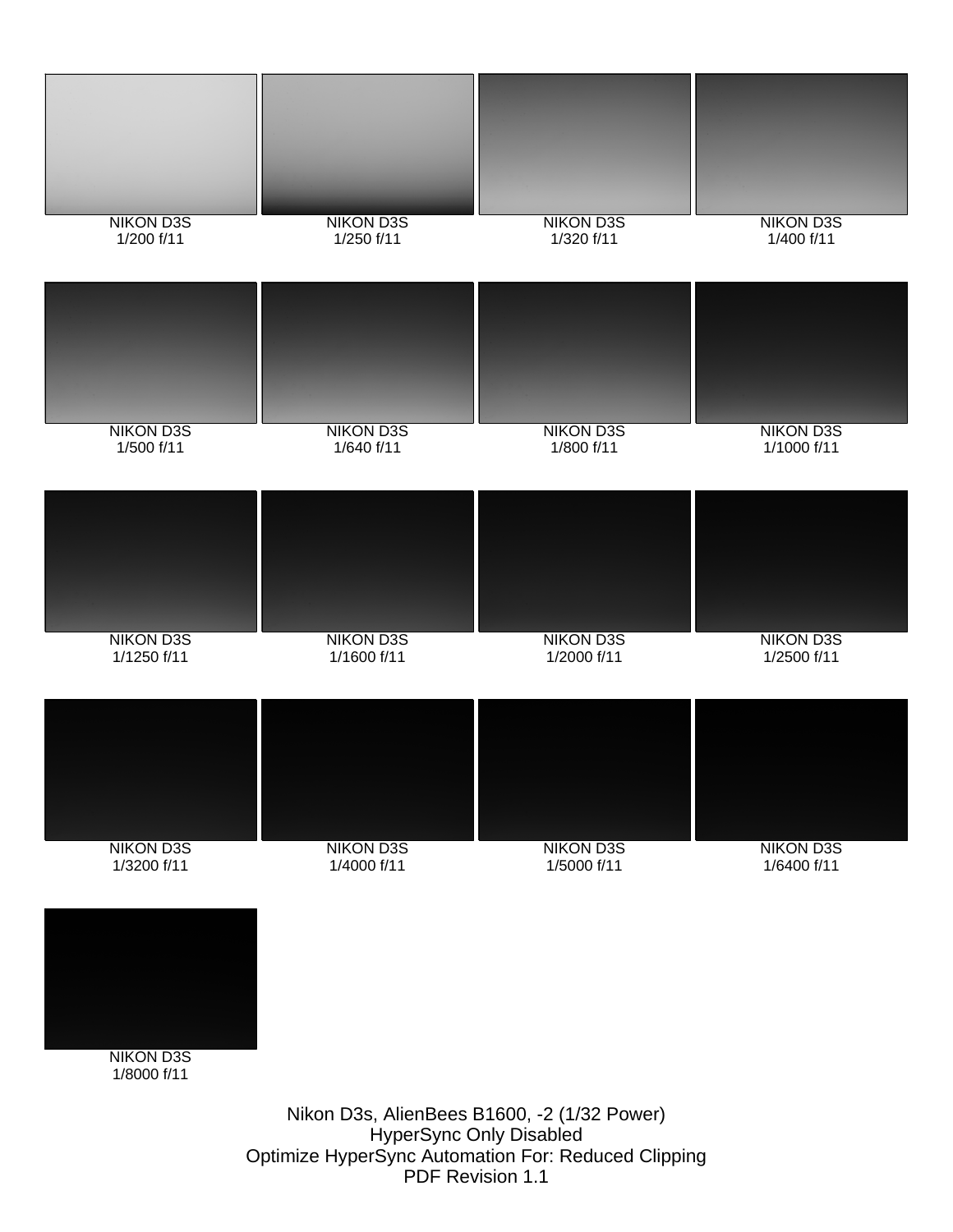NIKON D3S
1/200 f/11

NIKON D3S
1/250 f/11

NIKON D3S
1/320 f/11

NIKON D3S
1/400 f/11

NIKON D3S
1/500 f/11

NIKON D3S
1/640 f/11

NIKON D3S
1/800 f/11

NIKON D3S
1/1000 f/11

NIKON D3S
1/1250 f/11

NIKON D3S
1/1600 f/11

NIKON D3S
1/2000 f/11

NIKON D3S
1/2500 f/11

NIKON D3S
1/3200 f/11

NIKON D3S
1/4000 f/11

NIKON D3S
1/5000 f/11

NIKON D3S
1/6400 f/11

NIKON D3S
1/8000 f/11

Nikon D3s, AlienBees B1600, -2 (1/32 Power)
HyperSync Only Disabled
Optimize HyperSync Automation For: Reduced Clipping
PDF Revision 1.1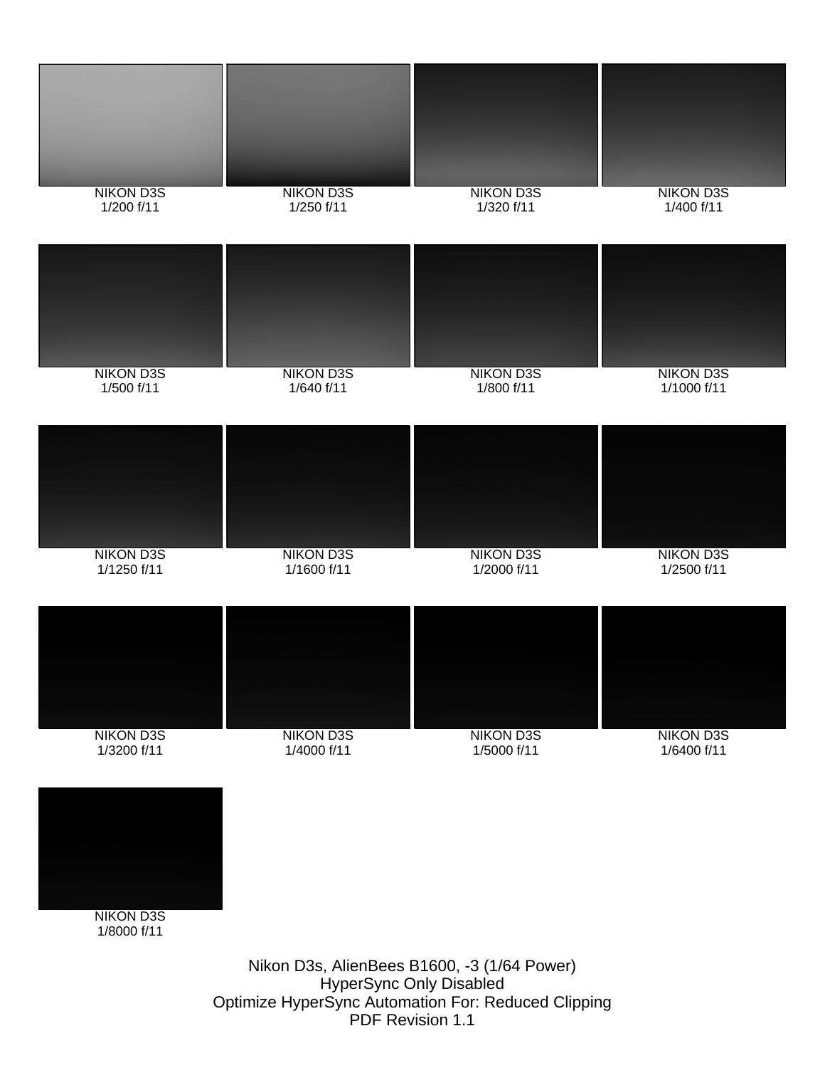NIKON D3S
1/200 f/11

NIKON D3S
1/250 f/11

NIKON D3S
1/320 f/11

NIKON D3S
1/400 f/11

NIKON D3S
1/500 f/11

NIKON D3S
1/640 f/11

NIKON D3S
1/800 f/11

NIKON D3S
1/1000 f/11

NIKON D3S
1/1250 f/11

NIKON D3S
1/1600 f/11

NIKON D3S
1/2000 f/11

NIKON D3S
1/2500 f/11

NIKON D3S
1/3200 f/11

NIKON D3S
1/4000 f/11

NIKON D3S
1/5000 f/11

NIKON D3S
1/6400 f/11

NIKON D3S
1/8000 f/11

Nikon D3s, AlienBees B1600, -3 (1/64 Power)
HyperSync Only Disabled
Optimize HyperSync Automation For: Reduced Clipping
PDF Revision 1.1